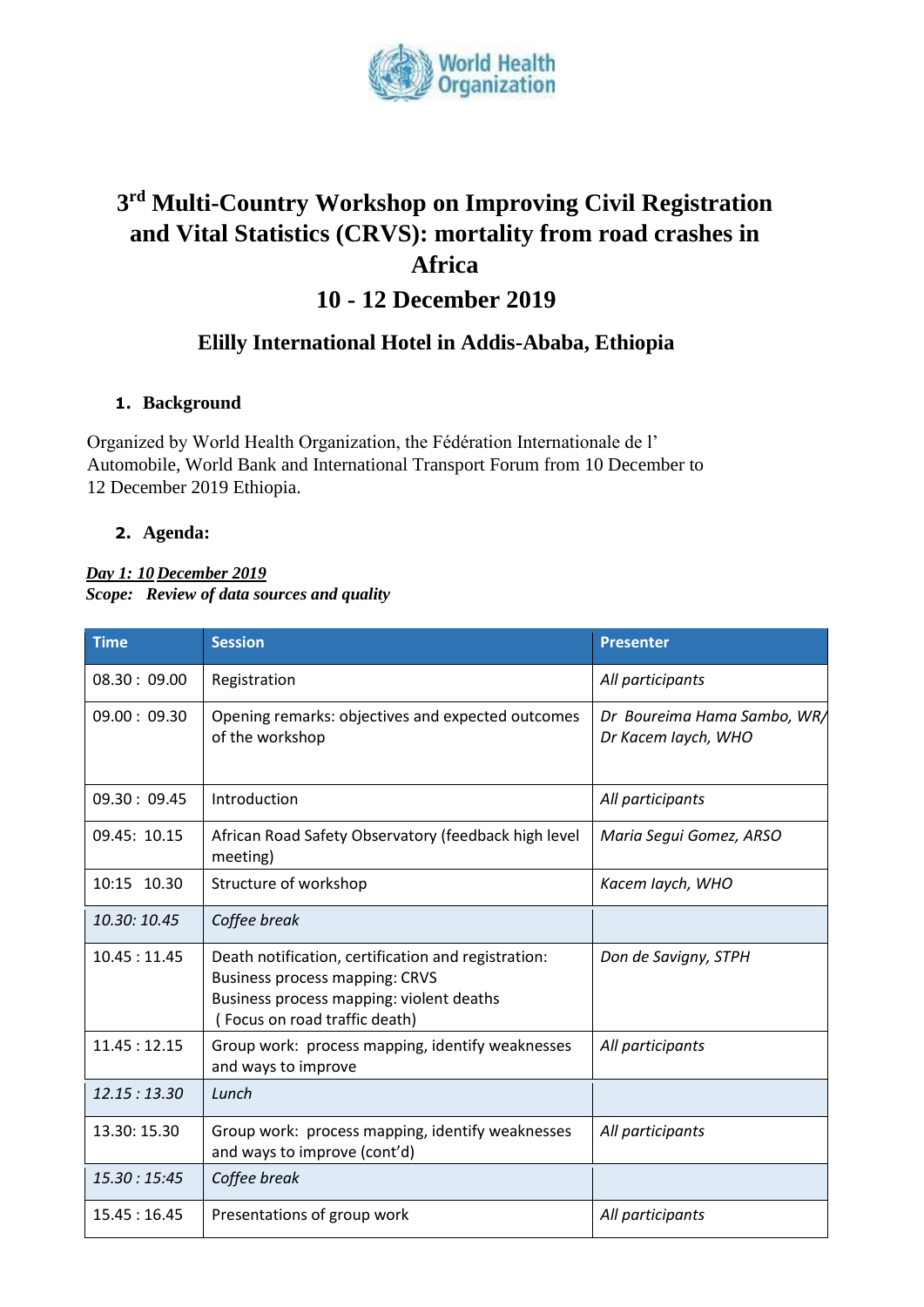# 3rd Multi-Country Workshop on Improving Civil Registration and Vital Statistics (CRVS): mortality from road crashes in Africa

## 10 - 12 December 2019

### Elilly International Hotel in Addis-Ababa, Ethiopia

**1. Background**

Organized by World Health Organization, the Fédération Internationale de l' Automobile, World Bank and International Transport Forum from 10 December to 12 December 2019 Ethiopia.

**2. Agenda:**

***Day 1: 10 December 2019***
***Scope: Review of data sources and quality***

| Time | Session | Presenter |
|---|---|---|
| 08.30 : 09.00 | Registration | *All participants* |
| 09.00 : 09.30 | Opening remarks: objectives and expected outcomes of the workshop | *Dr Boureima Hama Sambo, WR/ Dr Kacem Iaych, WHO* |
| 09.30 : 09.45 | Introduction | *All participants* |
| 09.45: 10.15 | African Road Safety Observatory (feedback high level meeting) | *Maria Segui Gomez, ARSO* |
| 10:15 10.30 | Structure of workshop | *Kacem Iaych, WHO* |
| *10.30: 10.45* | *Coffee break* | |
| 10.45 : 11.45 | Death notification, certification and registration:<br>Business process mapping: CRVS<br>Business process mapping: violent deaths<br>( Focus on road traffic death) | *Don de Savigny, STPH* |
| 11.45 : 12.15 | Group work: process mapping, identify weaknesses and ways to improve | *All participants* |
| *12.15 : 13.30* | *Lunch* | |
| 13.30: 15.30 | Group work: process mapping, identify weaknesses and ways to improve (cont'd) | *All participants* |
| *15.30 : 15:45* | *Coffee break* | |
| 15.45 : 16.45 | Presentations of group work | *All participants* |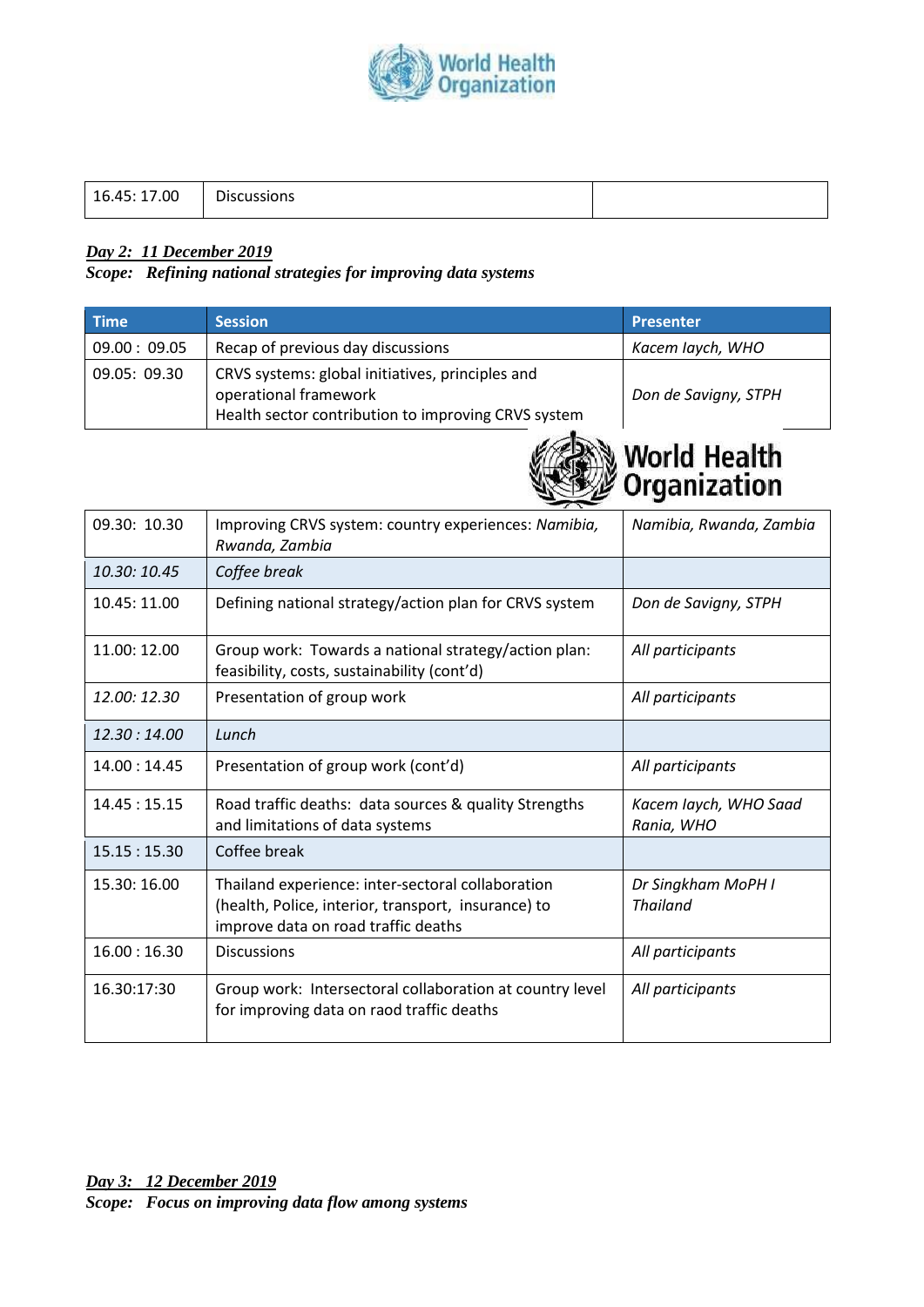| 16.45: 17.00 | Discussions | |
|---|---|---|

***Day 2: 11 December 2019***

***Scope: Refining national strategies for improving data systems***

| Time | Session | Presenter |
|---|---|---|
| 09.00 : 09.05 | Recap of previous day discussions | *Kacem Iaych, WHO* |
| 09.05: 09.30 | CRVS systems: global initiatives, principles and operational framework<br>Health sector contribution to improving CRVS system | *Don de Savigny, STPH* |
| 09.30: 10.30 | Improving CRVS system: country experiences: *Namibia, Rwanda, Zambia* | *Namibia, Rwanda, Zambia* |
| *10.30: 10.45* | *Coffee break* | |
| 10.45: 11.00 | Defining national strategy/action plan for CRVS system | *Don de Savigny, STPH* |
| 11.00: 12.00 | Group work: Towards a national strategy/action plan: feasibility, costs, sustainability (cont'd) | *All participants* |
| *12.00: 12.30* | Presentation of group work | *All participants* |
| *12.30 : 14.00* | *Lunch* | |
| 14.00 : 14.45 | Presentation of group work (cont'd) | *All participants* |
| 14.45 : 15.15 | Road traffic deaths: data sources & quality Strengths and limitations of data systems | *Kacem Iaych, WHO Saad Rania, WHO* |
| 15.15 : 15.30 | Coffee break | |
| 15.30: 16.00 | Thailand experience: inter-sectoral collaboration (health, Police, interior, transport, insurance) to improve data on road traffic deaths | *Dr Singkham MoPH I Thailand* |
| 16.00 : 16.30 | Discussions | *All participants* |
| 16.30:17:30 | Group work: Intersectoral collaboration at country level for improving data on raod traffic deaths | *All participants* |

***Day 3: 12 December 2019***

***Scope: Focus on improving data flow among systems***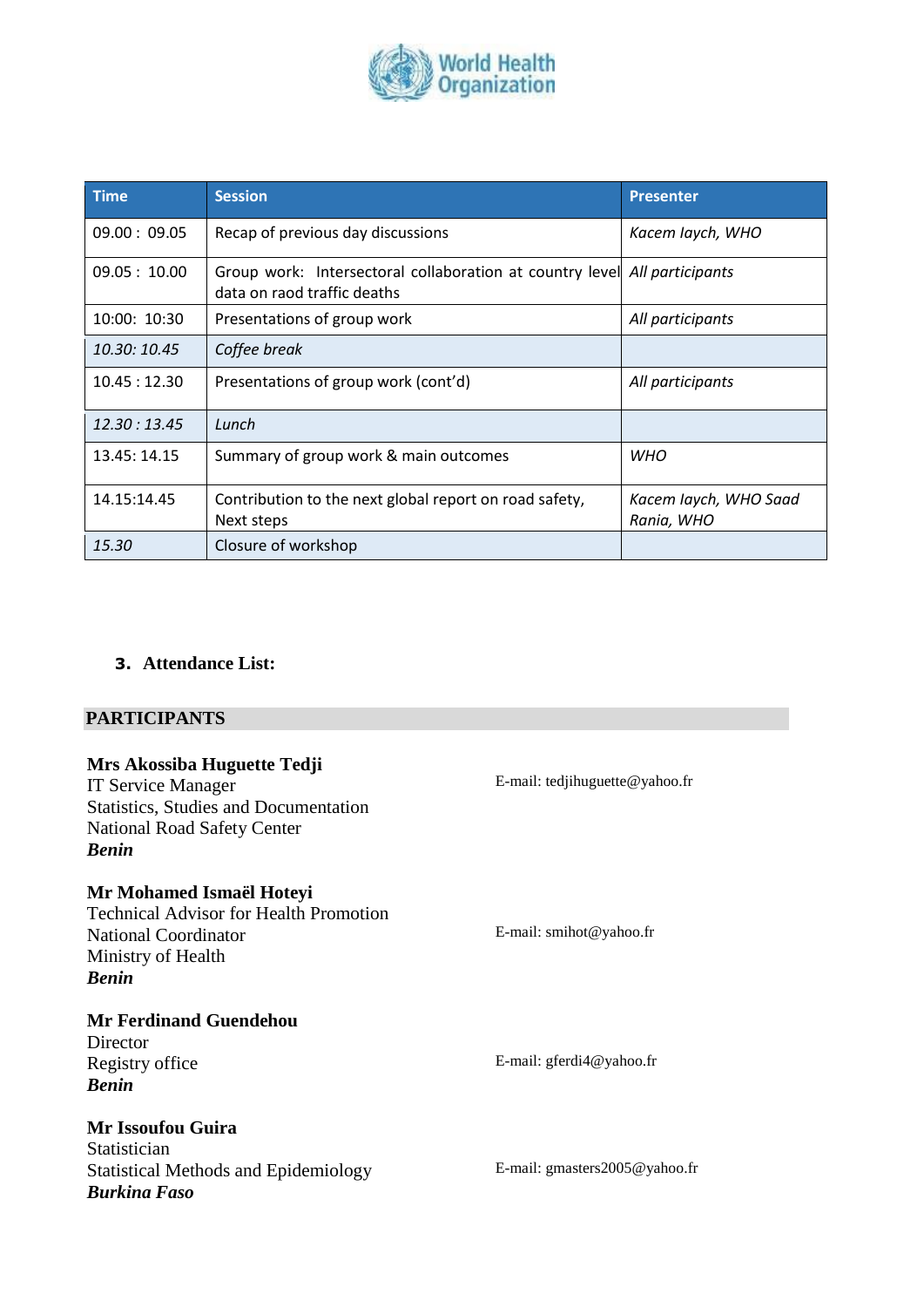| Time | Session | Presenter |
|---|---|---|
| 09.00 : 09.05 | Recap of previous day discussions | *Kacem Iaych, WHO* |
| 09.05 : 10.00 | Group work: Intersectoral collaboration at country level data on raod traffic deaths | *All participants* |
| 10:00: 10:30 | Presentations of group work | *All participants* |
| *10.30: 10.45* | *Coffee break* | |
| 10.45 : 12.30 | Presentations of group work (cont'd) | *All participants* |
| *12.30 : 13.45* | *Lunch* | |
| 13.45: 14.15 | Summary of group work & main outcomes | *WHO* |
| 14.15:14.45 | Contribution to the next global report on road safety, Next steps | *Kacem Iaych, WHO Saad Rania, WHO* |
| *15.30* | Closure of workshop | |

### 3. Attendance List:

## PARTICIPANTS

**Mrs Akossiba Huguette Tedji**
IT Service Manager
Statistics, Studies and Documentation
National Road Safety Center
***Benin***

E-mail: tedjihuguette@yahoo.fr

**Mr Mohamed Ismaël Hoteyi**
Technical Advisor for Health Promotion
National Coordinator
Ministry of Health
***Benin***

E-mail: smihot@yahoo.fr

**Mr Ferdinand Guendehou**
Director
Registry office
***Benin***

E-mail: gferdi4@yahoo.fr

**Mr Issoufou Guira**
Statistician
Statistical Methods and Epidemiology
***Burkina Faso***

E-mail: gmasters2005@yahoo.fr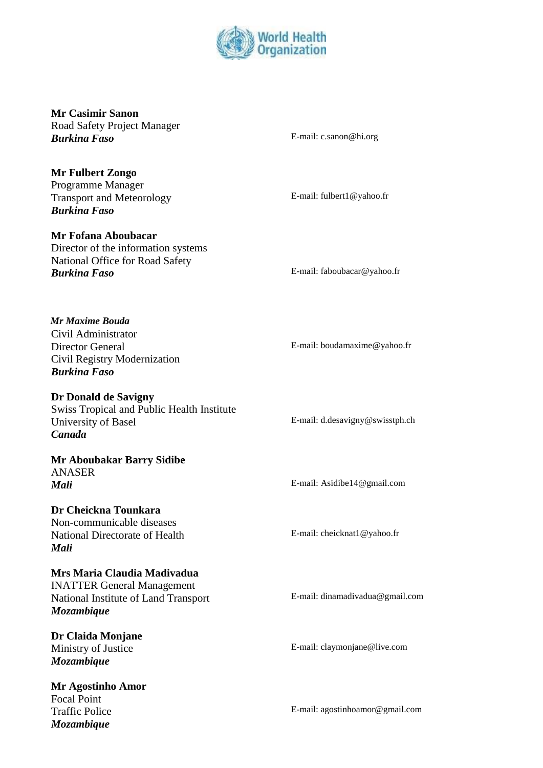**Mr Casimir Sanon**
Road Safety Project Manager
***Burkina Faso***
E-mail: c.sanon@hi.org

**Mr Fulbert Zongo**
Programme Manager
Transport and Meteorology
***Burkina Faso***
E-mail: fulbert1@yahoo.fr

**Mr Fofana Aboubacar**
Director of the information systems
National Office for Road Safety
***Burkina Faso***
E-mail: faboubacar@yahoo.fr

***Mr Maxime Bouda***
Civil Administrator
Director General
Civil Registry Modernization
***Burkina Faso***
E-mail: boudamaxime@yahoo.fr

**Dr Donald de Savigny**
Swiss Tropical and Public Health Institute
University of Basel
***Canada***
E-mail: d.desavigny@swisstph.ch

**Mr Aboubakar Barry Sidibe**
ANASER
***Mali***
E-mail: Asidibe14@gmail.com

**Dr Cheickna Tounkara**
Non-communicable diseases
National Directorate of Health
***Mali***
E-mail: cheicknat1@yahoo.fr

**Mrs Maria Claudia Madivadua**
INATTER General Management
National Institute of Land Transport
***Mozambique***
E-mail: dinamadivadua@gmail.com

**Dr Claida Monjane**
Ministry of Justice
***Mozambique***
E-mail: claymonjane@live.com

**Mr Agostinho Amor**
Focal Point
Traffic Police
***Mozambique***
E-mail: agostinhoamor@gmail.com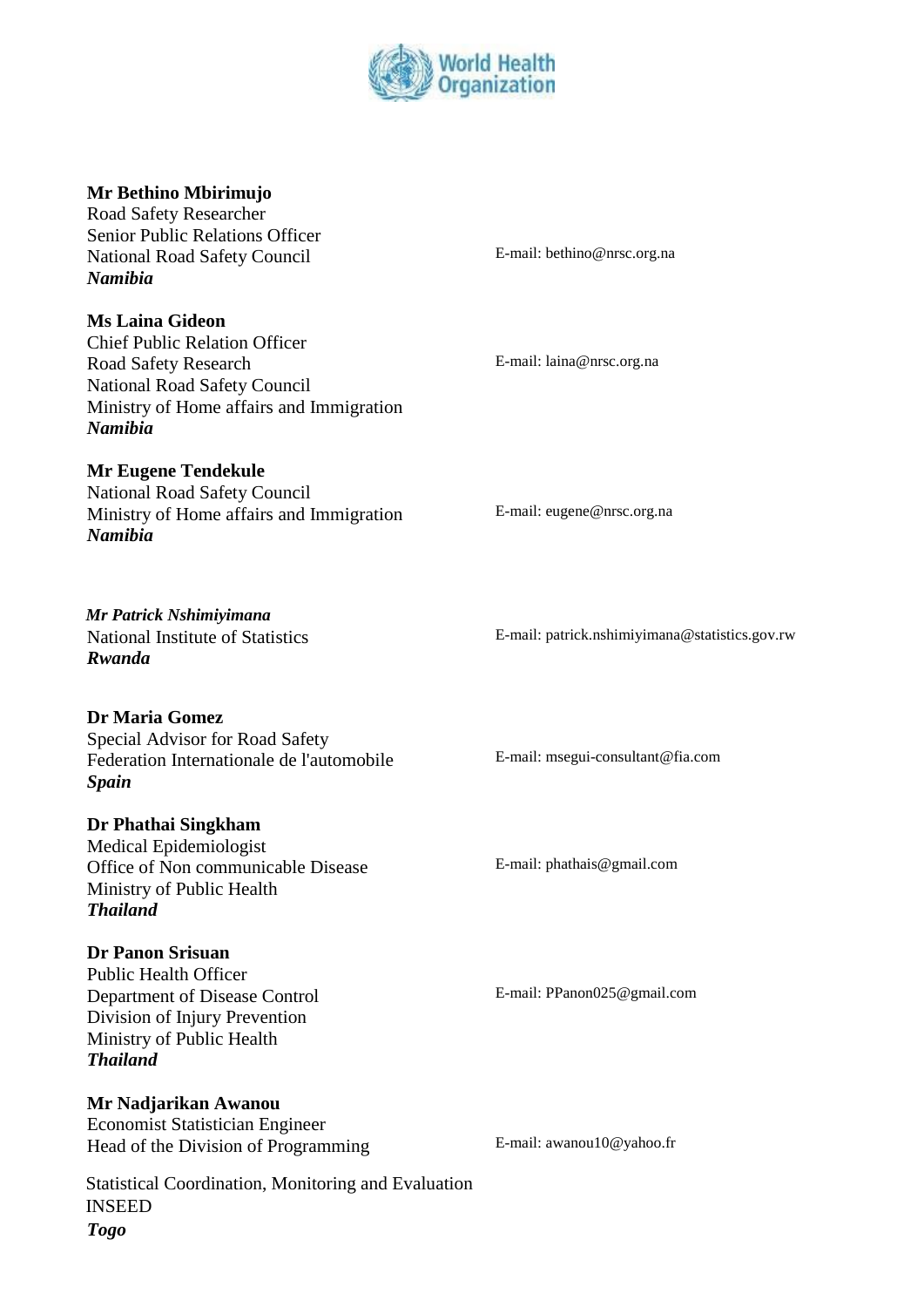**Mr Bethino Mbirimujo**
Road Safety Researcher
Senior Public Relations Officer
National Road Safety Council
***Namibia***

E-mail: bethino@nrsc.org.na

**Ms Laina Gideon**
Chief Public Relation Officer
Road Safety Research
National Road Safety Council
Ministry of Home affairs and Immigration
***Namibia***

E-mail: laina@nrsc.org.na

**Mr Eugene Tendekule**
National Road Safety Council
Ministry of Home affairs and Immigration
***Namibia***

E-mail: eugene@nrsc.org.na

***Mr Patrick Nshimiyimana***
National Institute of Statistics
***Rwanda***

E-mail: patrick.nshimiyimana@statistics.gov.rw

**Dr Maria Gomez**
Special Advisor for Road Safety
Federation Internationale de l'automobile
***Spain***

E-mail: msegui-consultant@fia.com

**Dr Phathai Singkham**
Medical Epidemiologist
Office of Non communicable Disease
Ministry of Public Health
***Thailand***

E-mail: phathais@gmail.com

**Dr Panon Srisuan**
Public Health Officer
Department of Disease Control
Division of Injury Prevention
Ministry of Public Health
***Thailand***

E-mail: PPanon025@gmail.com

**Mr Nadjarikan Awanou**
Economist Statistician Engineer
Head of the Division of Programming
Statistical Coordination, Monitoring and Evaluation
INSEED
***Togo***

E-mail: awanou10@yahoo.fr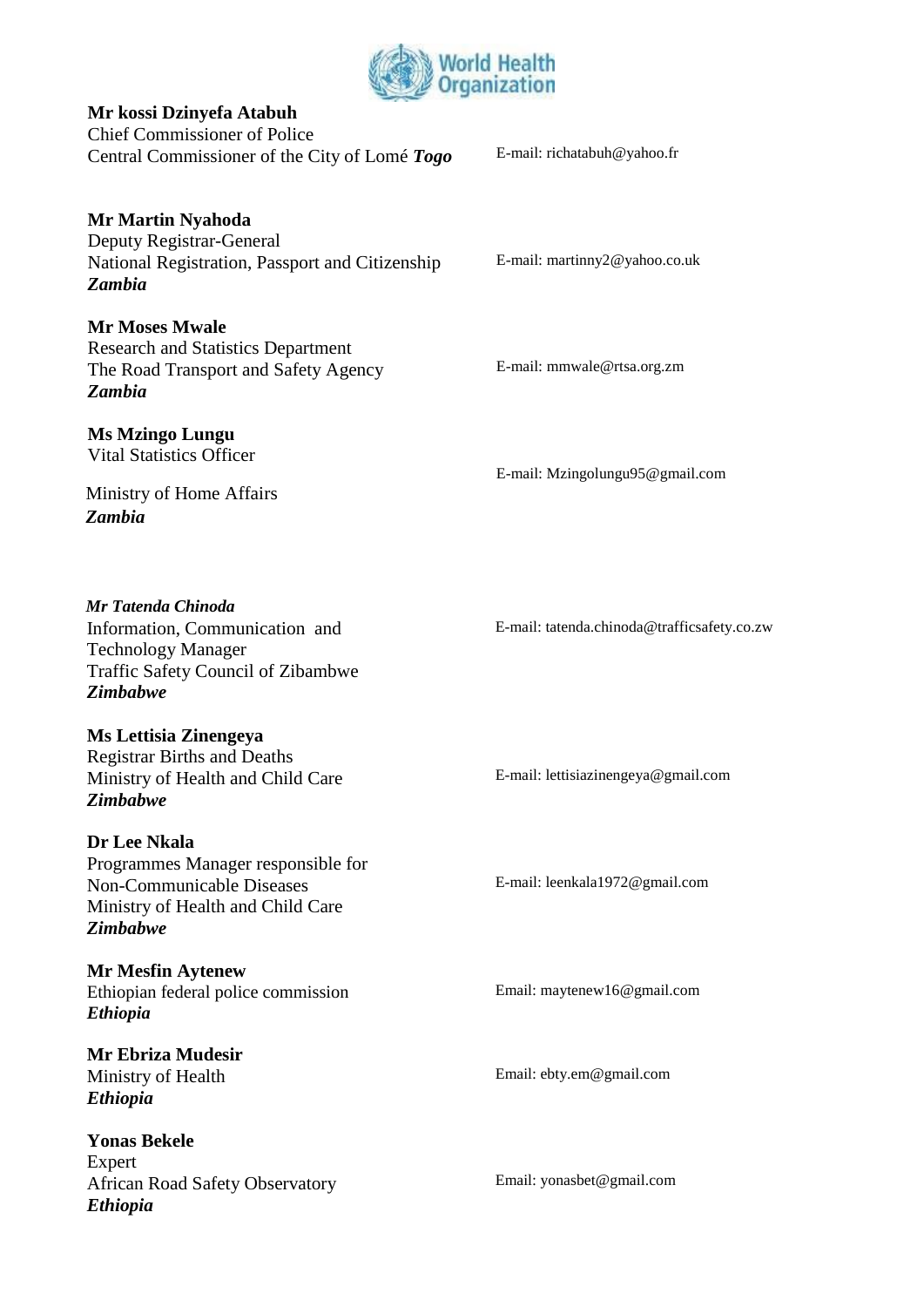**Mr kossi Dzinyefa Atabuh**
Chief Commissioner of Police
Central Commissioner of the City of Lomé ***Togo***
E-mail: richatabuh@yahoo.fr

**Mr Martin Nyahoda**
Deputy Registrar-General
National Registration, Passport and Citizenship
***Zambia***
E-mail: martinny2@yahoo.co.uk

**Mr Moses Mwale**
Research and Statistics Department
The Road Transport and Safety Agency
***Zambia***
E-mail: mmwale@rtsa.org.zm

**Ms Mzingo Lungu**
Vital Statistics Officer
Ministry of Home Affairs
***Zambia***
E-mail: Mzingolungu95@gmail.com

***Mr Tatenda Chinoda***
Information, Communication and Technology Manager
Traffic Safety Council of Zibambwe
***Zimbabwe***
E-mail: tatenda.chinoda@trafficsafety.co.zw

**Ms Lettisia Zinengeya**
Registrar Births and Deaths
Ministry of Health and Child Care
***Zimbabwe***
E-mail: lettisiazinengeya@gmail.com

**Dr Lee Nkala**
Programmes Manager responsible for Non-Communicable Diseases
Ministry of Health and Child Care
***Zimbabwe***
E-mail: leenkala1972@gmail.com

**Mr Mesfin Aytenew**
Ethiopian federal police commission
***Ethiopia***
Email: maytenew16@gmail.com

**Mr Ebriza Mudesir**
Ministry of Health
***Ethiopia***
Email: ebty.em@gmail.com

**Yonas Bekele**
Expert
African Road Safety Observatory
***Ethiopia***
Email: yonasbet@gmail.com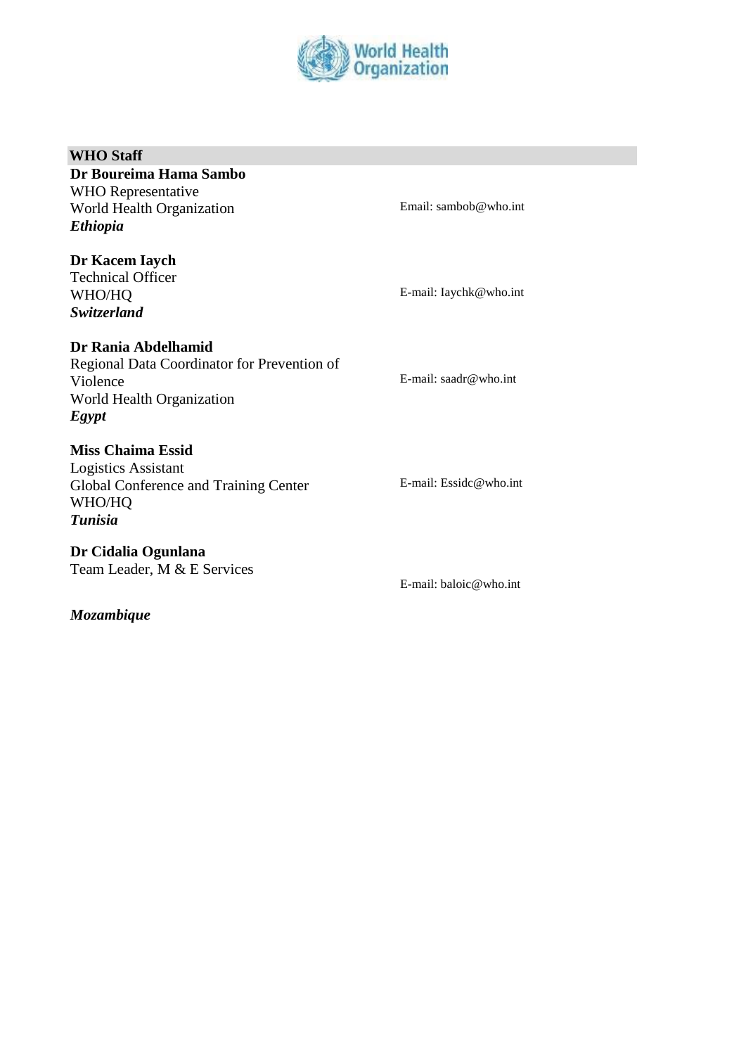## WHO Staff

**Dr Boureima Hama Sambo**
WHO Representative
World Health Organization
***Ethiopia***
Email: sambob@who.int

**Dr Kacem Iaych**
Technical Officer
WHO/HQ
***Switzerland***
E-mail: Iaychk@who.int

**Dr Rania Abdelhamid**
Regional Data Coordinator for Prevention of Violence
World Health Organization
***Egypt***
E-mail: saadr@who.int

**Miss Chaima Essid**
Logistics Assistant
Global Conference and Training Center
WHO/HQ
***Tunisia***
E-mail: Essidc@who.int

**Dr Cidalia Ogunlana**
Team Leader, M & E Services
***Mozambique***
E-mail: baloic@who.int